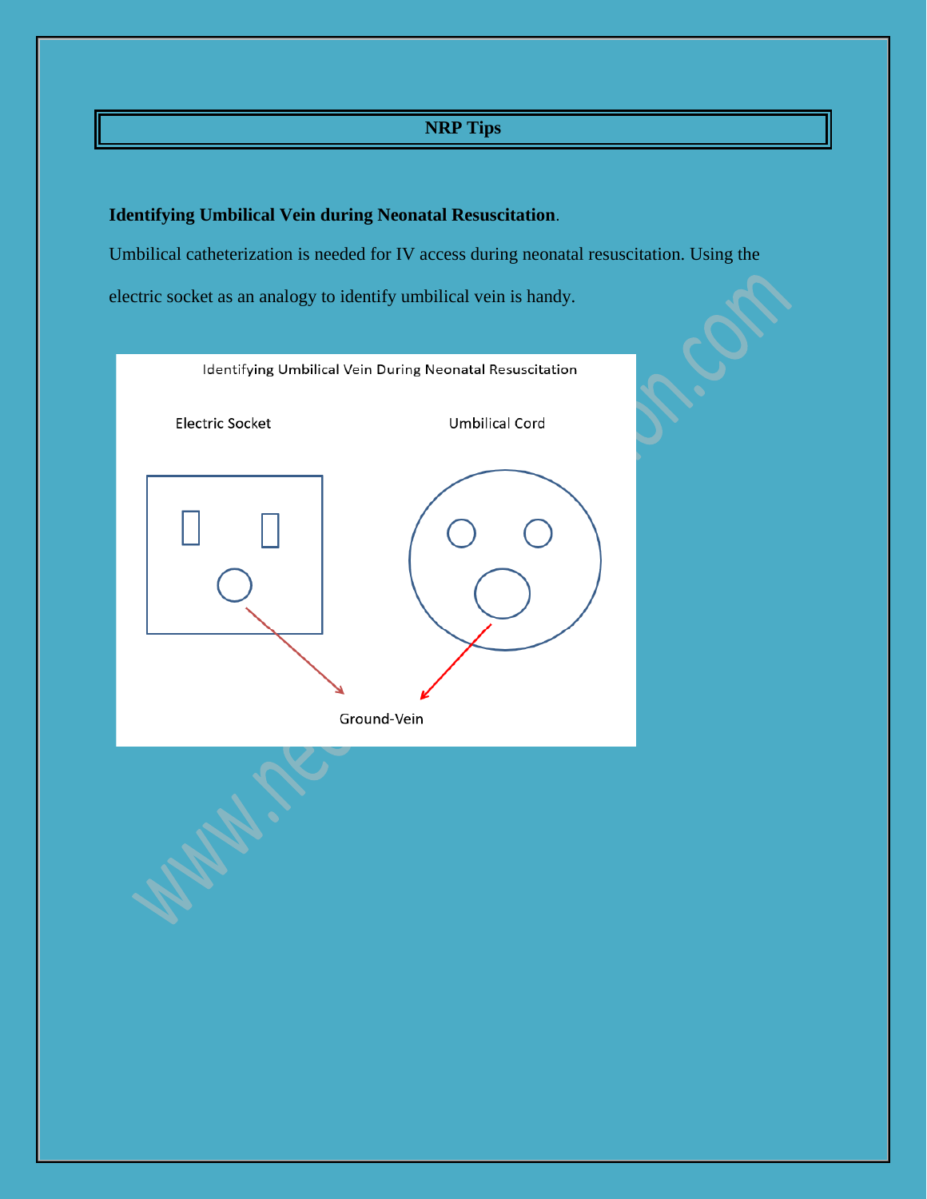NRP Tips

**Identifying Umbilical Vein during Neonatal Resuscitation**.

Umbilical catheterization is needed for IV access during neonatal resuscitation. Using the electric socket as an analogy to identify umbilical vein is handy.

Identifying Umbilical Vein During Neonatal Resuscitation

Electric Socket

Umbilical Cord

Ground-Vein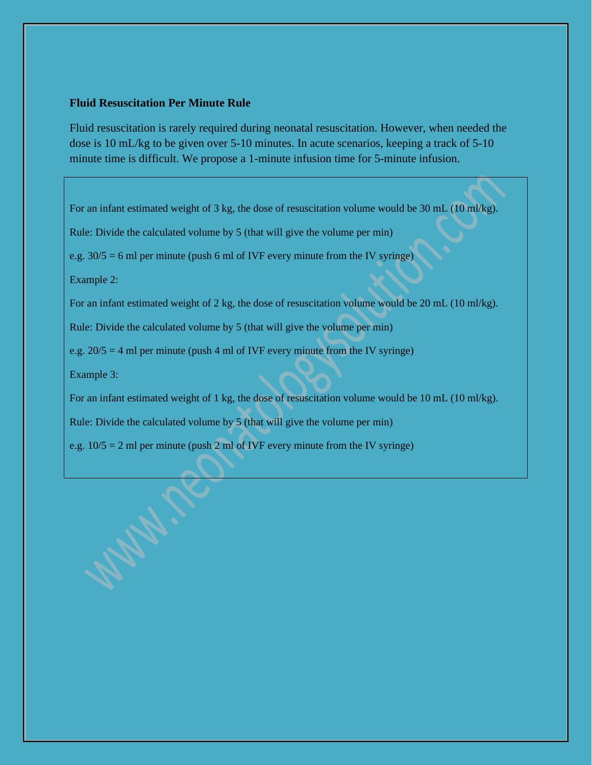**Fluid Resuscitation Per Minute Rule**

Fluid resuscitation is rarely required during neonatal resuscitation. However, when needed the dose is 10 mL/kg to be given over 5-10 minutes. In acute scenarios, keeping a track of 5-10 minute time is difficult. We propose a 1-minute infusion time for 5-minute infusion.

For an infant estimated weight of 3 kg, the dose of resuscitation volume would be 30 mL (10 ml/kg).

Rule: Divide the calculated volume by 5 (that will give the volume per min)

e.g. 30/5 = 6 ml per minute (push 6 ml of IVF every minute from the IV syringe)

Example 2:

For an infant estimated weight of 2 kg, the dose of resuscitation volume would be 20 mL (10 ml/kg).

Rule: Divide the calculated volume by 5 (that will give the volume per min)

e.g. 20/5 = 4 ml per minute (push 4 ml of IVF every minute from the IV syringe)

Example 3:

For an infant estimated weight of 1 kg, the dose of resuscitation volume would be 10 mL (10 ml/kg).

Rule: Divide the calculated volume by 5 (that will give the volume per min)

e.g. 10/5 = 2 ml per minute (push 2 ml of IVF every minute from the IV syringe)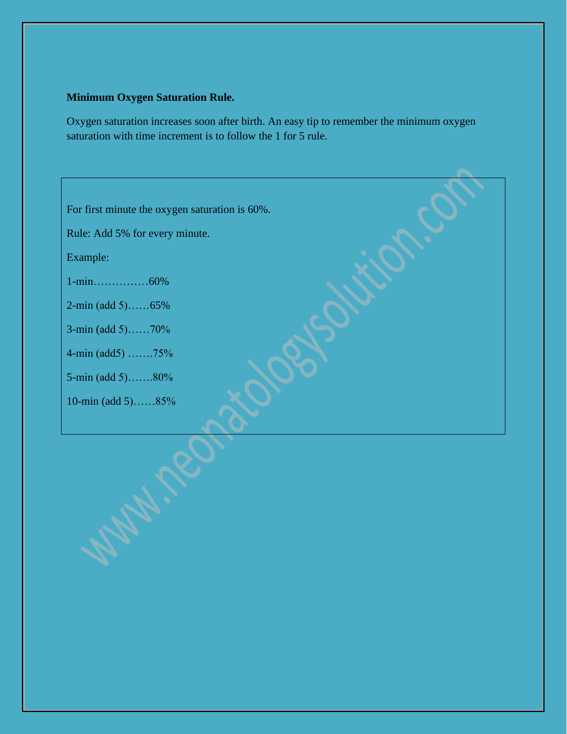**Minimum Oxygen Saturation Rule.**

Oxygen saturation increases soon after birth. An easy tip to remember the minimum oxygen saturation with time increment is to follow the 1 for 5 rule.

For first minute the oxygen saturation is 60%.

Rule: Add 5% for every minute.

Example:

1-min……………60%

2-min (add 5)……65%

3-min (add 5)……70%

4-min (add5) …….75%

5-min (add 5)…….80%

10-min (add 5)……85%